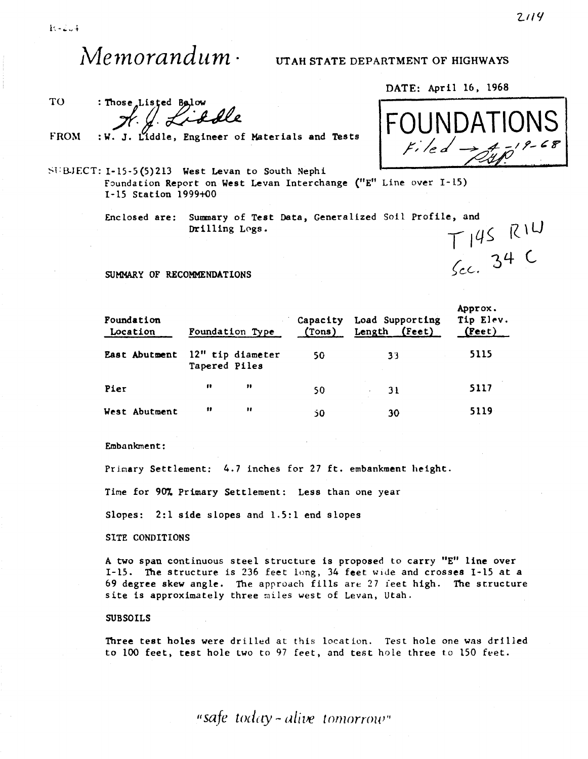2114

# *Memorandum* · UTAH STATE DEPARTMENT OF HIGHWAYS

DATE: April 16, 1968

**FOUNDATIONS**
Filed → 4-19-68

TO : Those Listed Below

FROM : W. J. Liddle, Engineer of Materials and Tests

SUBJECT: I-15-5(5)213 West Levan to South Nephi
Foundation Report on West Levan Interchange ("E" Line over I-15)
I-15 Station 1999+00

Enclosed are: Summary of Test Data, Generalized Soil Profile, and Drilling Logs.

T 14S R1W
Sec. 34 C

SUMMARY OF RECOMMENDATIONS

| Foundation Location | Foundation Type | Capacity (Tons) | Load Supporting Length (Feet) | Approx. Tip Elev. (Feet) |
|---|---|---|---|---|
| East Abutment | 12" tip diameter Tapered Piles | 50 | 33 | 5115 |
| Pier | " " | 50 | 31 | 5117 |
| West Abutment | " " | 50 | 30 | 5119 |

Embankment:

Primary Settlement: 4.7 inches for 27 ft. embankment height.

Time for 90% Primary Settlement: Less than one year

Slopes: 2:1 side slopes and 1.5:1 end slopes

SITE CONDITIONS

A two span continuous steel structure is proposed to carry "E" line over I-15. The structure is 236 feet long, 34 feet wide and crosses I-15 at a 69 degree skew angle. The approach fills are 27 feet high. The structure site is approximately three miles west of Levan, Utah.

SUBSOILS

Three test holes were drilled at this location. Test hole one was drilled to 100 feet, test hole two to 97 feet, and test hole three to 150 feet.

*"safe today - alive tomorrow"*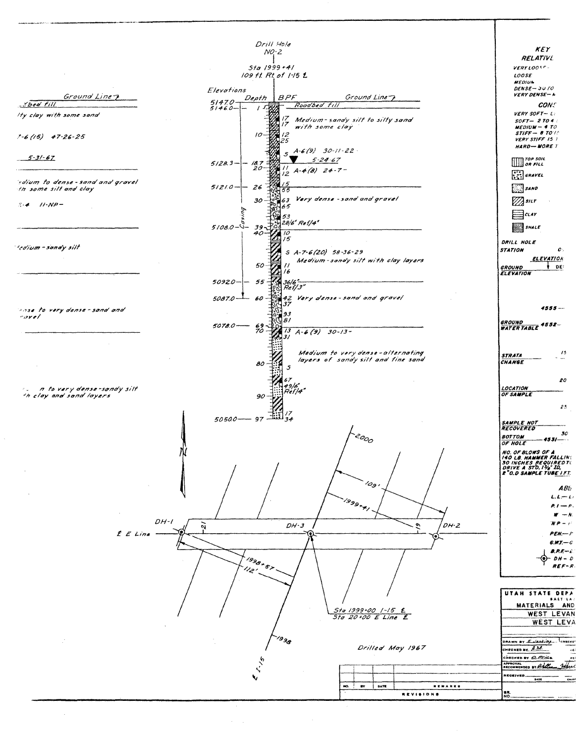Ground Line

...bed fill

...lty clay with some sand

...-6 (15) 47-26-25

5-31-67

...edium to dense - sand and gravel ...th some silt and clay

...-4 11-NP-

...edium - sandy silt

...nse to very dense - sand and ...ravel

... n to very dense - sandy silt ...h clay and sand layers

## Drill Hole NO-2

Sta 1999+41
109 ft. Rt. of I-15 ℄

| Elevations | Depth | BPF | Description |
|---|---|---|---|
| 5147.0 | | | Ground Line |
| 5146.0 | 1 | | Roadbed Fill |
| | | 17 17 | Medium - sandy silt to silty sand with some clay |
| | 10 | 12 25 | |
| | | S | A-6(9) 30-11-22 |
| 5128.3 | 18.7 | | 5-24-67 |
| | 20 | 11 12 | A-4(8) 24-7- |
| 5121.0 | 26 | 15 55 | |
| | 30 | 63 65 | Very dense - sand and gravel |
| | | 53 28/6" Ref/4" | |
| 5108.0 | 39 | | |
| | 40 | 10 15 | |
| | | S | A-7-6(20) 58-36-29 Medium - sandy silt with clay layers |
| | 50 | 11 16 | |
| 5092.0 | 55 | 36/6" Ref/3" | |
| 5087.0 | 60 | 42 37 | Very dense - sand and gravel |
| | | 93 81 | |
| 5078.0 | 69 | | |
| | 70 | 13 31 | A-6 (9) 30-13- |
| | | | Medium to very dense - alternating layers of sandy silt and fine sand |
| | 80 | S | |
| | | 67 49/6" Ref/4" | |
| | 90 | | |
| 5050.0 | 97 | 17 34 | |

Casing

N

DH-1 &nbsp; DH-3 &nbsp; DH-2

℄ E Line

21 &nbsp; 19

2000 &nbsp; 109' &nbsp; 1999+41

1998+57 &nbsp; 112'

1998

℄ I-15

Sta 1999+00 I-15 ℄
Sta 20+00 E Line ℄

Drilled May 1967

| NO. | BY | DATE | REMARKS |
|---|---|---|---|
| | | | |

REVISIONS

KEY
RELATIVE...

VERY LOOSE ...
LOOSE
MEDIUM
DENSE - 30 TO ...
VERY DENSE - ...

CONS...

VERY SOFT - ...
SOFT - 2 TO 4 ...
MEDIUM - 4 TO ...
STIFF - 8 TO ...
VERY STIFF 15 ...
HARD - MORE ...

TOP SOIL OR FILL
GRAVEL
SAND
SILT
CLAY
SHALE

DRILL HOLE
STATION

GROUND ELEVATION &nbsp; ELEVATION &nbsp; DE...

4555

GROUND WATER TABLE 4552

STRATA CHANGE &nbsp; 15

LOCATION OF SAMPLE &nbsp; 20

25

SAMPLE NOT RECOVERED

BOTTOM OF HOLE 4531 &nbsp; 30

NO. OF BLOWS OF A 140 LB. HAMMER FALLIN... 30 INCHES REQUIRED TO DRIVE A STD. 1⅜" ID, 2" O.D SAMPLE TUBE 1 FT.

ABB...

L.L. - L...
P.I - P...
W - N...
NP - ...
PEN. - ...
G.W.T. - G...
B.P.F. - ...
DH - D...
REF - R...

UTAH STATE DEPA...
SALT LA...
MATERIALS AND ...
WEST LEVAN ...
WEST LEVA...

DRAWN BY E. Jenkins &nbsp; CHECKED
CHECKED BY A.M.
CHECKED BY D. Price
APPROVAL RECOMMENDED BY William ...
RECEIVED &nbsp; DATE &nbsp; CHIEF

BR. NO.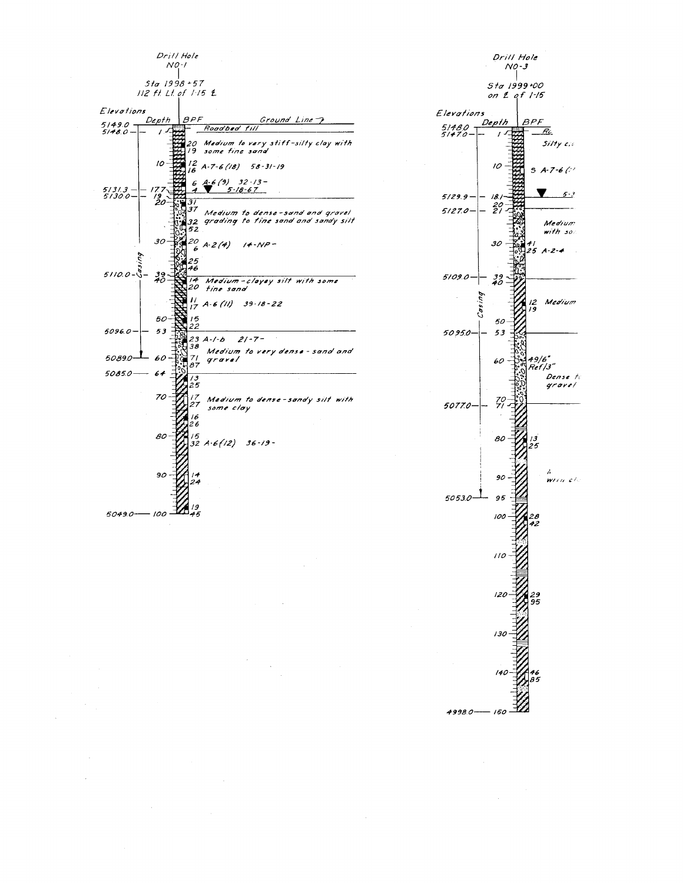Drill Hole
NO-1

Sta 1998+57
112 ft. Lt. of I-15 ℄

Elevations
Depth
BPF
Ground Line

5149.0
5148.0 — 1
Roadbed fill

20
19
Medium to very stiff-silty clay with some fine sand

10
12
16
A-7-6 (18) 58-31-19

6
4
A-6 (9) 32-13-
5-18-67

5131.3 — 17.7
5130.0 — 19
20
31
37
Medium to dense-sand and gravel grading to fine sand and sandy silt
32
52

30
20
6
A-2 (4) 14-NP-

25
46

Casing

5110.0 — 39
40
14
20
Medium-clayey silt with some fine sand

11
17
A-6 (11) 39-18-22

50
15
22

5096.0 — 53
23
38
A-1-b 21-7-
Medium to very dense-sand and gravel

5089.0 — 60
71
87

5085.0 — 64
13
25

70
17
27
Medium to dense-sandy silt with some clay

16
26

80
15
32
A-6 (12) 36-19-

90
14
24

19
45

5049.0 — 100

Drill Hole
NO-3

Sta 1999+00
on ℄ of I-15

Elevations
Depth
BPF

5148.0
5147.0 — 1
Ro

Silty c

10
5
A-7-6 (

5129.9 — 18.1
5-

20
5127.0 — 21

Medium
with so

30
41
25
A-2-4

5109.0 — 39
40

12
19
Medium

Casing

50

5095.0 — 53

60
49/6"
Ref/3"
Dense
gravel

70
5077.0 — 71

80
13
25

90
with cl

5053.0 — 95

100
28
42

110

120
29
95

130

140
46
85

4998.0 — 150